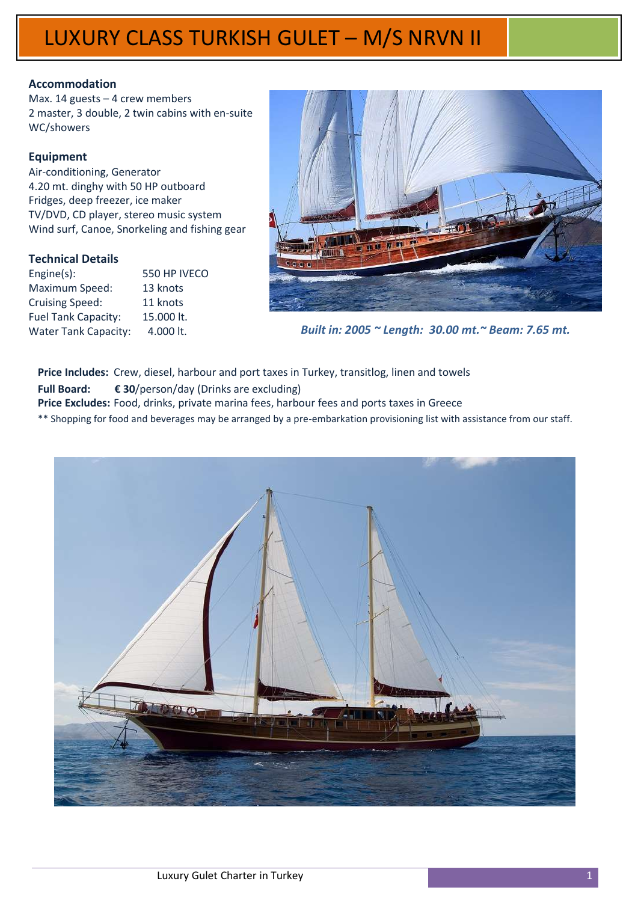# LUXURY CLASS TURKISH GULET – M/S NRVN II

**Accommodation**

Max. 14 guests – 4 crew members
2 master, 3 double, 2 twin cabins with en-suite WC/showers

**Equipment**

Air-conditioning, Generator
4.20 mt. dinghy with 50 HP outboard
Fridges, deep freezer, ice maker
TV/DVD, CD player, stereo music system
Wind surf, Canoe, Snorkeling and fishing gear

**Technical Details**

| | |
|---|---|
| Engine(s): | 550 HP IVECO |
| Maximum Speed: | 13 knots |
| Cruising Speed: | 11 knots |
| Fuel Tank Capacity: | 15.000 lt. |
| Water Tank Capacity: | 4.000 lt. |

***Built in: 2005 ~ Length: 30.00 mt.~ Beam: 7.65 mt.***

**Price Includes:** Crew, diesel, harbour and port taxes in Turkey, transitlog, linen and towels
**Full Board:** **€ 30**/person/day (Drinks are excluding)
**Price Excludes:** Food, drinks, private marina fees, harbour fees and ports taxes in Greece
** Shopping for food and beverages may be arranged by a pre-embarkation provisioning list with assistance from our staff.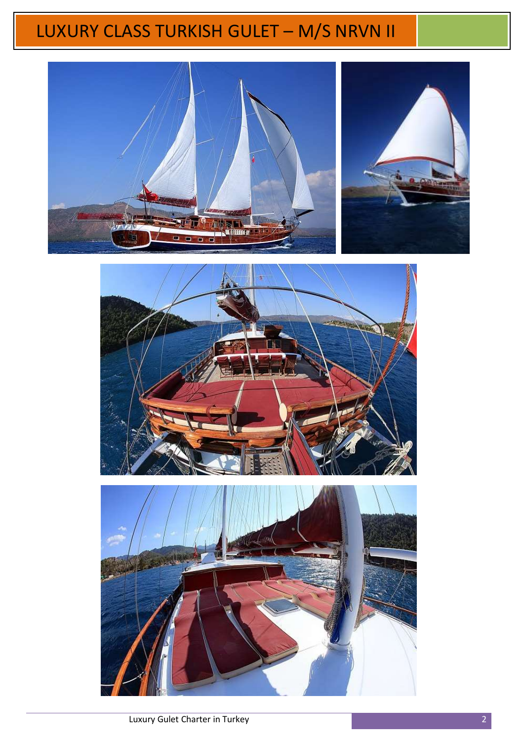# LUXURY CLASS TURKISH GULET – M/S NRVN II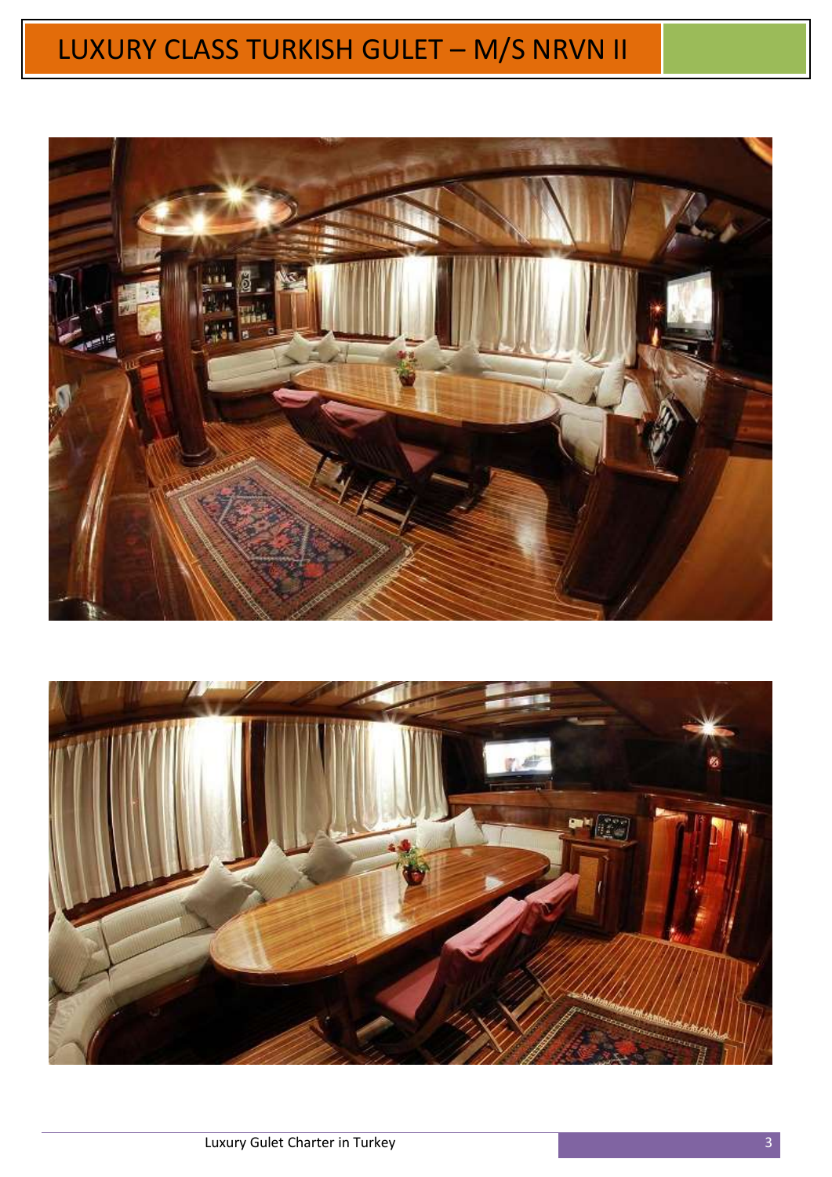# LUXURY CLASS TURKISH GULET – M/S NRVN II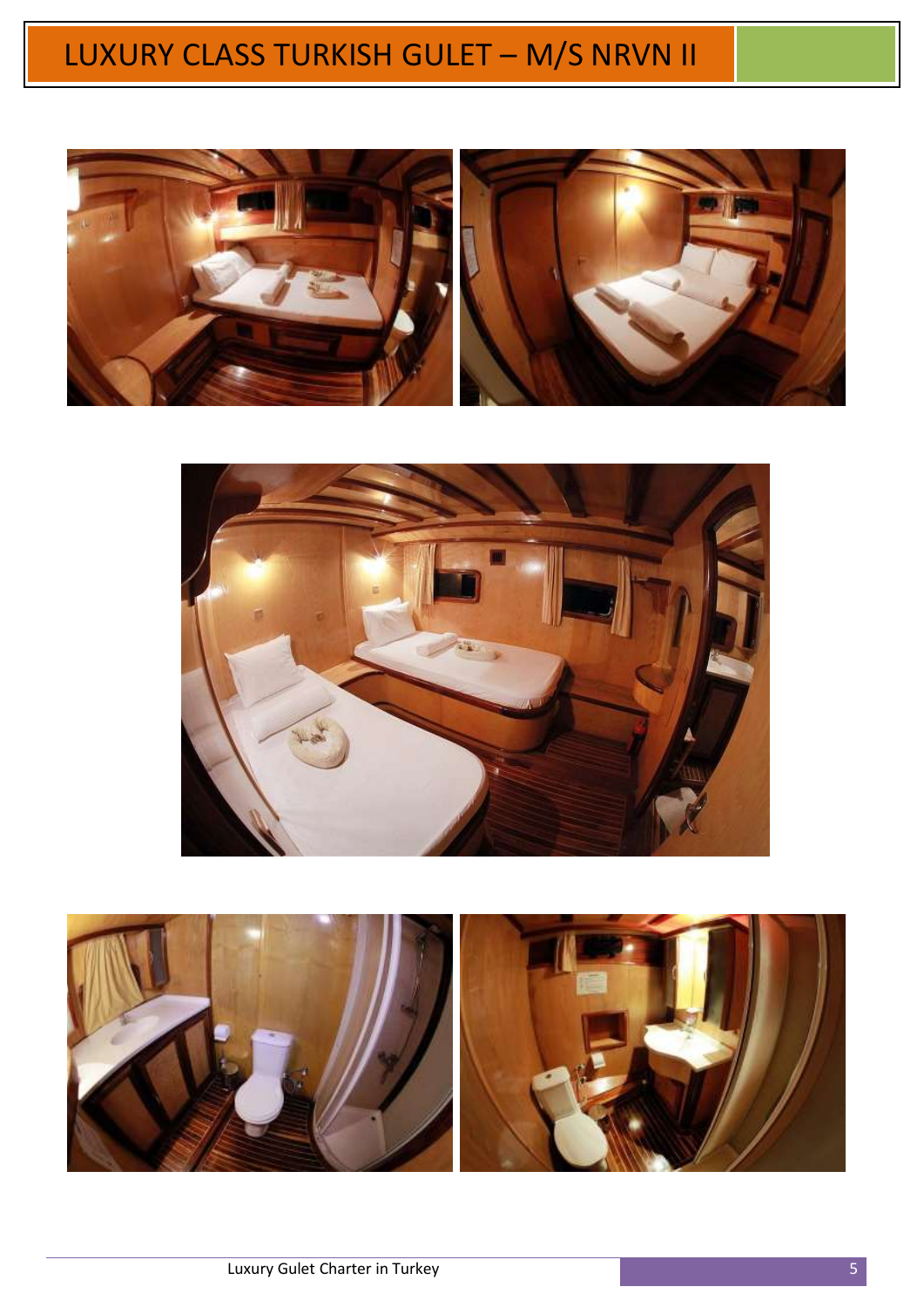# LUXURY CLASS TURKISH GULET – M/S NRVN II